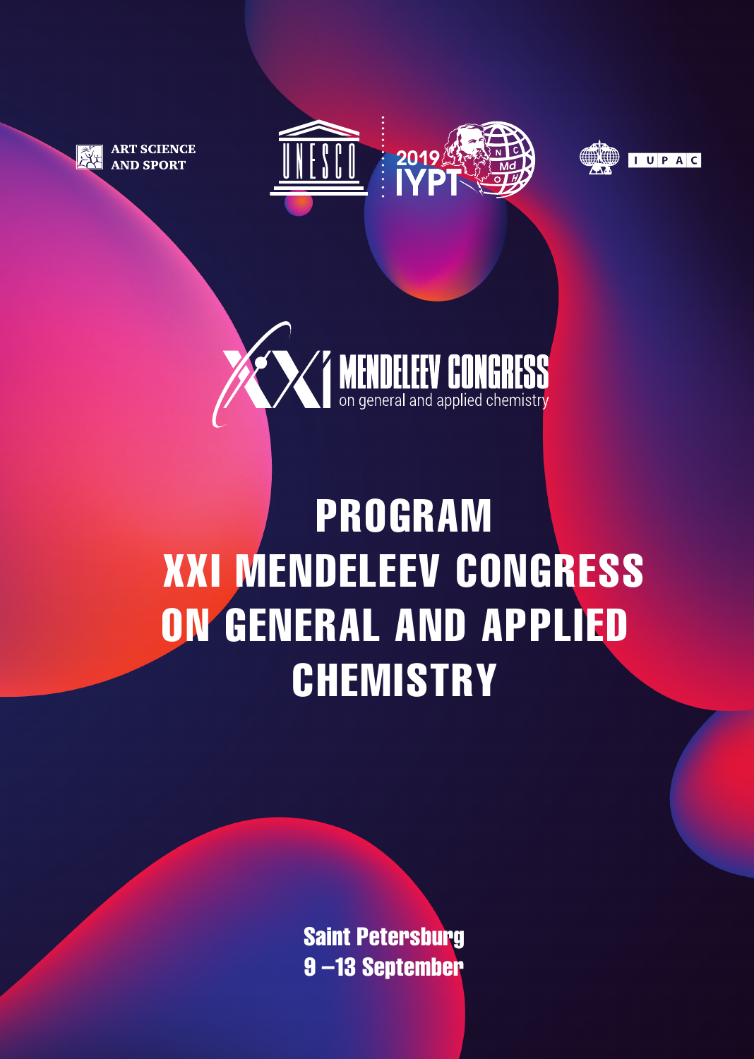ART SCIENCE AND SPORT

UNESCO

2019 IYPT

IUPAC

XXI MENDELEEV CONGRESS on general and applied chemistry

# PROGRAM XXI MENDELEEV CONGRESS ON GENERAL AND APPLIED CHEMISTRY

**Saint Petersburg**
**9 –13 September**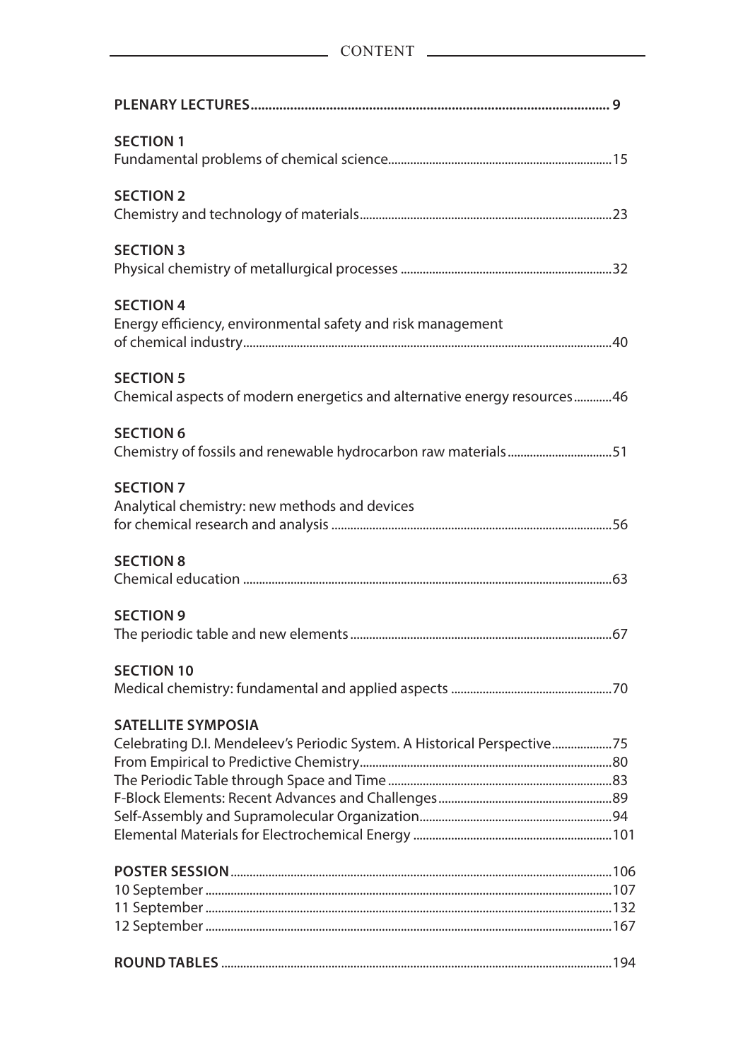# CONTENT

**PLENARY LECTURES** .......... 9

**SECTION 1**
Fundamental problems of chemical science .......... 15

**SECTION 2**
Chemistry and technology of materials .......... 23

**SECTION 3**
Physical chemistry of metallurgical processes .......... 32

**SECTION 4**
Energy efficiency, environmental safety and risk management of chemical industry .......... 40

**SECTION 5**
Chemical aspects of modern energetics and alternative energy resources .......... 46

**SECTION 6**
Chemistry of fossils and renewable hydrocarbon raw materials .......... 51

**SECTION 7**
Analytical chemistry: new methods and devices for chemical research and analysis .......... 56

**SECTION 8**
Chemical education .......... 63

**SECTION 9**
The periodic table and new elements .......... 67

**SECTION 10**
Medical chemistry: fundamental and applied aspects .......... 70

**SATELLITE SYMPOSIA**
Celebrating D.I. Mendeleev's Periodic System. A Historical Perspective .......... 75
From Empirical to Predictive Chemistry .......... 80
The Periodic Table through Space and Time .......... 83
F-Block Elements: Recent Advances and Challenges .......... 89
Self-Assembly and Supramolecular Organization .......... 94
Elemental Materials for Electrochemical Energy .......... 101

**POSTER SESSION** .......... 106
10 September .......... 107
11 September .......... 132
12 September .......... 167

**ROUND TABLES** .......... 194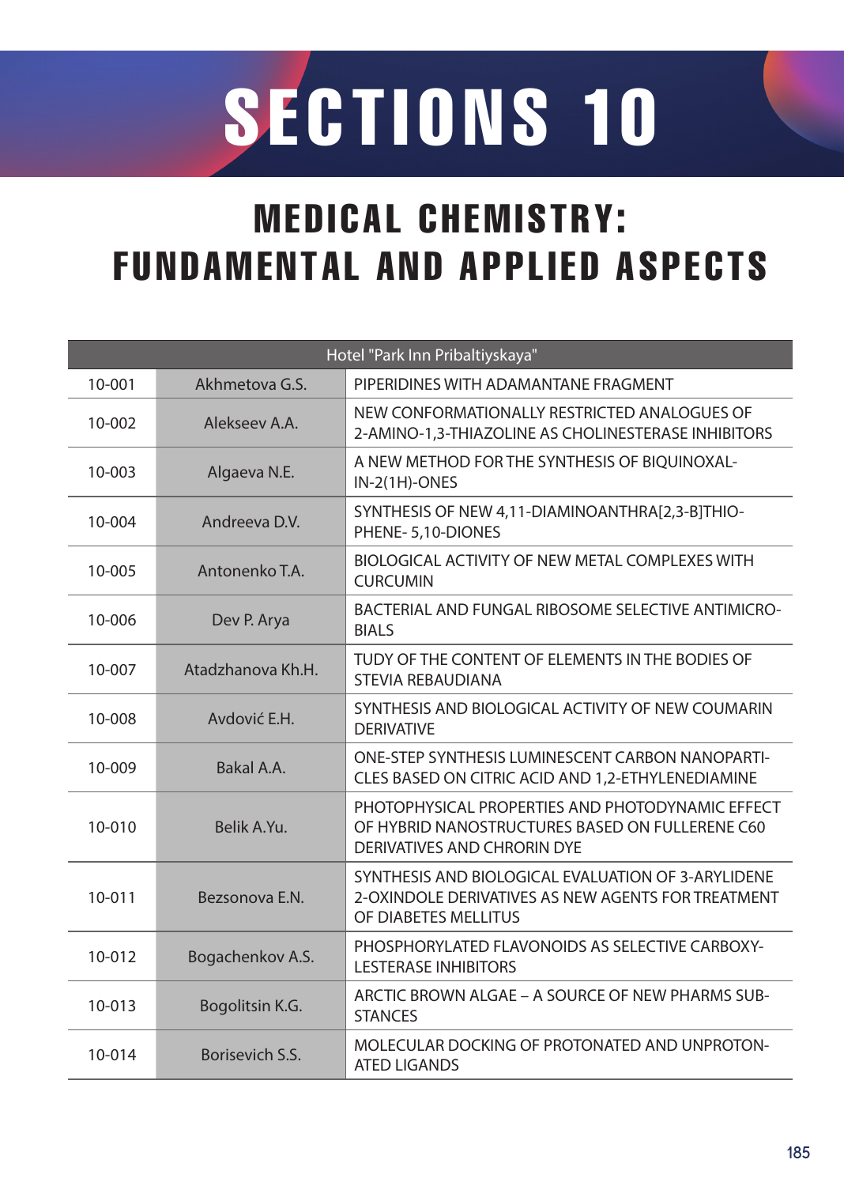# SECTIONS 10

## MEDICAL CHEMISTRY: FUNDAMENTAL AND APPLIED ASPECTS

| Hotel "Park Inn Pribaltiyskaya" | | |
|---|---|---|
| 10-001 | Akhmetova G.S. | PIPERIDINES WITH ADAMANTANE FRAGMENT |
| 10-002 | Alekseev A.A. | NEW CONFORMATIONALLY RESTRICTED ANALOGUES OF 2-AMINO-1,3-THIAZOLINE AS CHOLINESTERASE INHIBITORS |
| 10-003 | Algaeva N.E. | A NEW METHOD FOR THE SYNTHESIS OF BIQUINOXALIN-2(1H)-ONES |
| 10-004 | Andreeva D.V. | SYNTHESIS OF NEW 4,11-DIAMINOANTHRA[2,3-B]THIOPHENE- 5,10-DIONES |
| 10-005 | Antonenko T.A. | BIOLOGICAL ACTIVITY OF NEW METAL COMPLEXES WITH CURCUMIN |
| 10-006 | Dev P. Arya | BACTERIAL AND FUNGAL RIBOSOME SELECTIVE ANTIMICROBIALS |
| 10-007 | Atadzhanova Kh.H. | TUDY OF THE CONTENT OF ELEMENTS IN THE BODIES OF STEVIA REBAUDIANA |
| 10-008 | Avdović E.H. | SYNTHESIS AND BIOLOGICAL ACTIVITY OF NEW COUMARIN DERIVATIVE |
| 10-009 | Bakal A.A. | ONE-STEP SYNTHESIS LUMINESCENT CARBON NANOPARTICLES BASED ON CITRIC ACID AND 1,2-ETHYLENEDIAMINE |
| 10-010 | Belik A.Yu. | PHOTOPHYSICAL PROPERTIES AND PHOTODYNAMIC EFFECT OF HYBRID NANOSTRUCTURES BASED ON FULLERENE C60 DERIVATIVES AND CHRORIN DYE |
| 10-011 | Bezsonova E.N. | SYNTHESIS AND BIOLOGICAL EVALUATION OF 3-ARYLIDENE 2-OXINDOLE DERIVATIVES AS NEW AGENTS FOR TREATMENT OF DIABETES MELLITUS |
| 10-012 | Bogachenkov A.S. | PHOSPHORYLATED FLAVONOIDS AS SELECTIVE CARBOXYLESTERASE INHIBITORS |
| 10-013 | Bogolitsin K.G. | ARCTIC BROWN ALGAE – A SOURCE OF NEW PHARMS SUBSTANCES |
| 10-014 | Borisevich S.S. | MOLECULAR DOCKING OF PROTONATED AND UNPROTONATED LIGANDS |